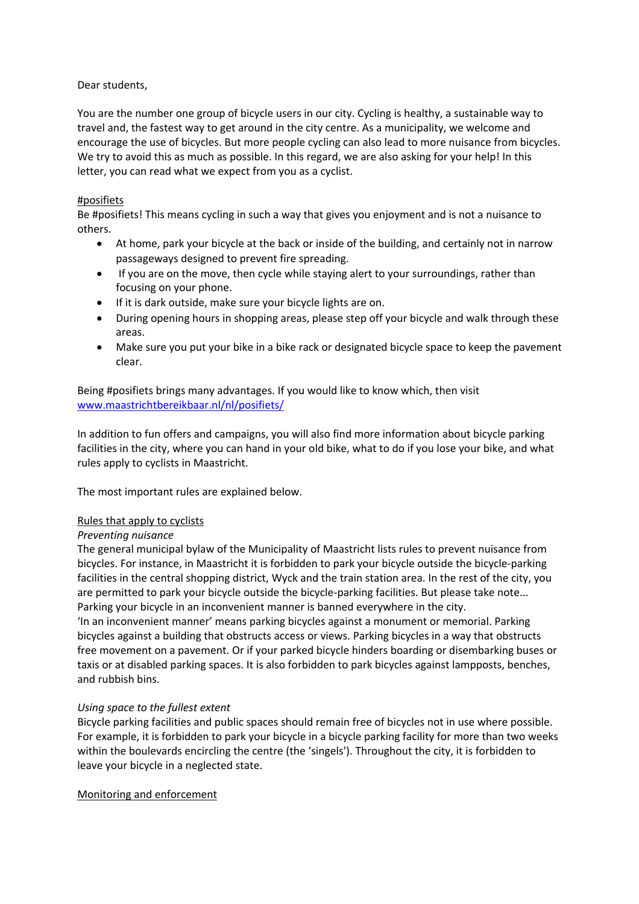Dear students,

You are the number one group of bicycle users in our city. Cycling is healthy, a sustainable way to travel and, the fastest way to get around in the city centre. As a municipality, we welcome and encourage the use of bicycles. But more people cycling can also lead to more nuisance from bicycles. We try to avoid this as much as possible. In this regard, we are also asking for your help! In this letter, you can read what we expect from you as a cyclist.

## #posifiets

Be #posifiets! This means cycling in such a way that gives you enjoyment and is not a nuisance to others.

- At home, park your bicycle at the back or inside of the building, and certainly not in narrow passageways designed to prevent fire spreading.
- If you are on the move, then cycle while staying alert to your surroundings, rather than focusing on your phone.
- If it is dark outside, make sure your bicycle lights are on.
- During opening hours in shopping areas, please step off your bicycle and walk through these areas.
- Make sure you put your bike in a bike rack or designated bicycle space to keep the pavement clear.

Being #posifiets brings many advantages. If you would like to know which, then visit [www.maastrichtbereikbaar.nl/nl/posifiets/](www.maastrichtbereikbaar.nl/nl/posifiets/)

In addition to fun offers and campaigns, you will also find more information about bicycle parking facilities in the city, where you can hand in your old bike, what to do if you lose your bike, and what rules apply to cyclists in Maastricht.

The most important rules are explained below.

## Rules that apply to cyclists

### *Preventing nuisance*

The general municipal bylaw of the Municipality of Maastricht lists rules to prevent nuisance from bicycles. For instance, in Maastricht it is forbidden to park your bicycle outside the bicycle-parking facilities in the central shopping district, Wyck and the train station area. In the rest of the city, you are permitted to park your bicycle outside the bicycle-parking facilities. But please take note... Parking your bicycle in an inconvenient manner is banned everywhere in the city.
'In an inconvenient manner' means parking bicycles against a monument or memorial. Parking bicycles against a building that obstructs access or views. Parking bicycles in a way that obstructs free movement on a pavement. Or if your parked bicycle hinders boarding or disembarking buses or taxis or at disabled parking spaces. It is also forbidden to park bicycles against lampposts, benches, and rubbish bins.

### *Using space to the fullest extent*

Bicycle parking facilities and public spaces should remain free of bicycles not in use where possible. For example, it is forbidden to park your bicycle in a bicycle parking facility for more than two weeks within the boulevards encircling the centre (the 'singels'). Throughout the city, it is forbidden to leave your bicycle in a neglected state.

## Monitoring and enforcement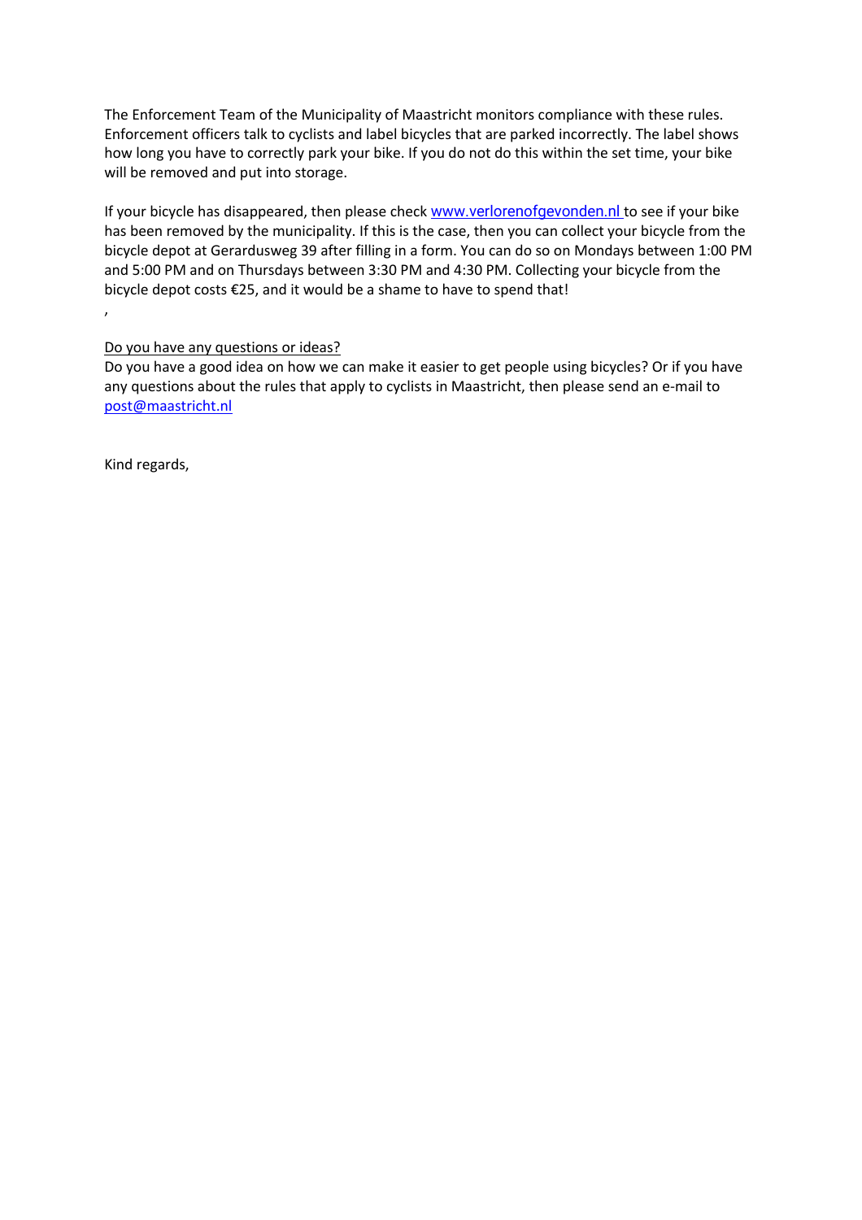The Enforcement Team of the Municipality of Maastricht monitors compliance with these rules. Enforcement officers talk to cyclists and label bicycles that are parked incorrectly. The label shows how long you have to correctly park your bike. If you do not do this within the set time, your bike will be removed and put into storage.

If your bicycle has disappeared, then please check www.verlorenofgevonden.nl to see if your bike has been removed by the municipality. If this is the case, then you can collect your bicycle from the bicycle depot at Gerardusweg 39 after filling in a form. You can do so on Mondays between 1:00 PM and 5:00 PM and on Thursdays between 3:30 PM and 4:30 PM. Collecting your bicycle from the bicycle depot costs €25, and it would be a shame to have to spend that!

,

Do you have any questions or ideas?

Do you have a good idea on how we can make it easier to get people using bicycles? Or if you have any questions about the rules that apply to cyclists in Maastricht, then please send an e-mail to post@maastricht.nl

Kind regards,